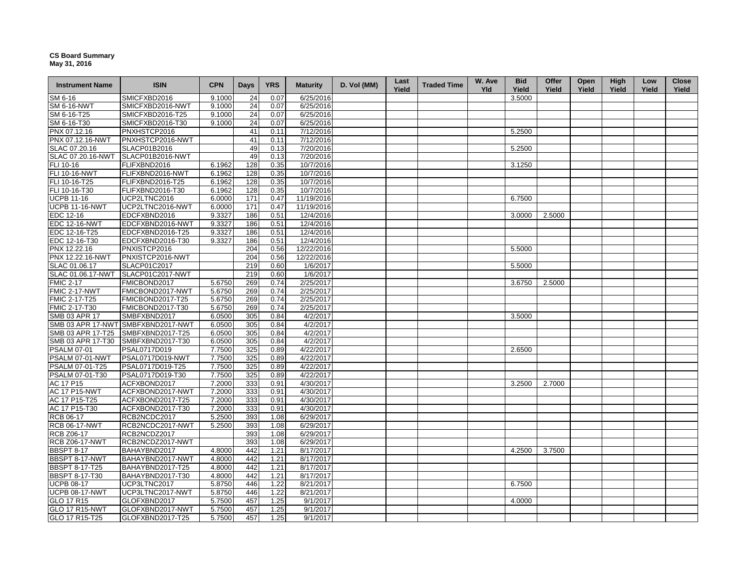**CS Board Summary**
**May 31, 2016**

| Instrument Name | ISIN | CPN | Days | YRS | Maturity | D. Vol (MM) | Last Yield | Traded Time | W. Ave Yld | Bid Yield | Offer Yield | Open Yield | High Yield | Low Yield | Close Yield |
|---|---|---|---|---|---|---|---|---|---|---|---|---|---|---|---|
| SM 6-16 | SMICFXBD2016 | 9.1000 | 24 | 0.07 | 6/25/2016 | | | | | 3.5000 | | | | | |
| SM 6-16-NWT | SMICFXBD2016-NWT | 9.1000 | 24 | 0.07 | 6/25/2016 | | | | | | | | | | |
| SM 6-16-T25 | SMICFXBD2016-T25 | 9.1000 | 24 | 0.07 | 6/25/2016 | | | | | | | | | | |
| SM 6-16-T30 | SMICFXBD2016-T30 | 9.1000 | 24 | 0.07 | 6/25/2016 | | | | | | | | | | |
| PNX 07.12.16 | PNXHSTCP2016 | | 41 | 0.11 | 7/12/2016 | | | | | 5.2500 | | | | | |
| PNX 07.12.16-NWT | PNXHSTCP2016-NWT | | 41 | 0.11 | 7/12/2016 | | | | | | | | | | |
| SLAC 07.20.16 | SLACP01B2016 | | 49 | 0.13 | 7/20/2016 | | | | | 5.2500 | | | | | |
| SLAC 07.20.16-NWT | SLACP01B2016-NWT | | 49 | 0.13 | 7/20/2016 | | | | | | | | | | |
| FLI 10-16 | FLIFXBND2016 | 6.1962 | 128 | 0.35 | 10/7/2016 | | | | | 3.1250 | | | | | |
| FLI 10-16-NWT | FLIFXBND2016-NWT | 6.1962 | 128 | 0.35 | 10/7/2016 | | | | | | | | | | |
| FLI 10-16-T25 | FLIFXBND2016-T25 | 6.1962 | 128 | 0.35 | 10/7/2016 | | | | | | | | | | |
| FLI 10-16-T30 | FLIFXBND2016-T30 | 6.1962 | 128 | 0.35 | 10/7/2016 | | | | | | | | | | |
| UCPB 11-16 | UCP2LTNC2016 | 6.0000 | 171 | 0.47 | 11/19/2016 | | | | | 6.7500 | | | | | |
| UCPB 11-16-NWT | UCP2LTNC2016-NWT | 6.0000 | 171 | 0.47 | 11/19/2016 | | | | | | | | | | |
| EDC 12-16 | EDCFXBND2016 | 9.3327 | 186 | 0.51 | 12/4/2016 | | | | | 3.0000 | 2.5000 | | | | |
| EDC 12-16-NWT | EDCFXBND2016-NWT | 9.3327 | 186 | 0.51 | 12/4/2016 | | | | | | | | | | |
| EDC 12-16-T25 | EDCFXBND2016-T25 | 9.3327 | 186 | 0.51 | 12/4/2016 | | | | | | | | | | |
| EDC 12-16-T30 | EDCFXBND2016-T30 | 9.3327 | 186 | 0.51 | 12/4/2016 | | | | | | | | | | |
| PNX 12.22.16 | PNXISTCP2016 | | 204 | 0.56 | 12/22/2016 | | | | | 5.5000 | | | | | |
| PNX 12.22.16-NWT | PNXISTCP2016-NWT | | 204 | 0.56 | 12/22/2016 | | | | | | | | | | |
| SLAC 01.06.17 | SLACP01C2017 | | 219 | 0.60 | 1/6/2017 | | | | | 5.5000 | | | | | |
| SLAC 01.06.17-NWT | SLACP01C2017-NWT | | 219 | 0.60 | 1/6/2017 | | | | | | | | | | |
| FMIC 2-17 | FMICBOND2017 | 5.6750 | 269 | 0.74 | 2/25/2017 | | | | | 3.6750 | 2.5000 | | | | |
| FMIC 2-17-NWT | FMICBOND2017-NWT | 5.6750 | 269 | 0.74 | 2/25/2017 | | | | | | | | | | |
| FMIC 2-17-T25 | FMICBOND2017-T25 | 5.6750 | 269 | 0.74 | 2/25/2017 | | | | | | | | | | |
| FMIC 2-17-T30 | FMICBOND2017-T30 | 5.6750 | 269 | 0.74 | 2/25/2017 | | | | | | | | | | |
| SMB 03 APR 17 | SMBFXBND2017 | 6.0500 | 305 | 0.84 | 4/2/2017 | | | | | 3.5000 | | | | | |
| SMB 03 APR 17-NWT | SMBFXBND2017-NWT | 6.0500 | 305 | 0.84 | 4/2/2017 | | | | | | | | | | |
| SMB 03 APR 17-T25 | SMBFXBND2017-T25 | 6.0500 | 305 | 0.84 | 4/2/2017 | | | | | | | | | | |
| SMB 03 APR 17-T30 | SMBFXBND2017-T30 | 6.0500 | 305 | 0.84 | 4/2/2017 | | | | | | | | | | |
| PSALM 07-01 | PSAL0717D019 | 7.7500 | 325 | 0.89 | 4/22/2017 | | | | | 2.6500 | | | | | |
| PSALM 07-01-NWT | PSAL0717D019-NWT | 7.7500 | 325 | 0.89 | 4/22/2017 | | | | | | | | | | |
| PSALM 07-01-T25 | PSAL0717D019-T25 | 7.7500 | 325 | 0.89 | 4/22/2017 | | | | | | | | | | |
| PSALM 07-01-T30 | PSAL0717D019-T30 | 7.7500 | 325 | 0.89 | 4/22/2017 | | | | | | | | | | |
| AC 17 P15 | ACFXBOND2017 | 7.2000 | 333 | 0.91 | 4/30/2017 | | | | | 3.2500 | 2.7000 | | | | |
| AC 17 P15-NWT | ACFXBOND2017-NWT | 7.2000 | 333 | 0.91 | 4/30/2017 | | | | | | | | | | |
| AC 17 P15-T25 | ACFXBOND2017-T25 | 7.2000 | 333 | 0.91 | 4/30/2017 | | | | | | | | | | |
| AC 17 P15-T30 | ACFXBOND2017-T30 | 7.2000 | 333 | 0.91 | 4/30/2017 | | | | | | | | | | |
| RCB 06-17 | RCB2NCDC2017 | 5.2500 | 393 | 1.08 | 6/29/2017 | | | | | | | | | | |
| RCB 06-17-NWT | RCB2NCDC2017-NWT | 5.2500 | 393 | 1.08 | 6/29/2017 | | | | | | | | | | |
| RCB Z06-17 | RCB2NCDZ2017 | | 393 | 1.08 | 6/29/2017 | | | | | | | | | | |
| RCB Z06-17-NWT | RCB2NCDZ2017-NWT | | 393 | 1.08 | 6/29/2017 | | | | | | | | | | |
| BBSPT 8-17 | BAHAYBND2017 | 4.8000 | 442 | 1.21 | 8/17/2017 | | | | | 4.2500 | 3.7500 | | | | |
| BBSPT 8-17-NWT | BAHAYBND2017-NWT | 4.8000 | 442 | 1.21 | 8/17/2017 | | | | | | | | | | |
| BBSPT 8-17-T25 | BAHAYBND2017-T25 | 4.8000 | 442 | 1.21 | 8/17/2017 | | | | | | | | | | |
| BBSPT 8-17-T30 | BAHAYBND2017-T30 | 4.8000 | 442 | 1.21 | 8/17/2017 | | | | | | | | | | |
| UCPB 08-17 | UCP3LTNC2017 | 5.8750 | 446 | 1.22 | 8/21/2017 | | | | | 6.7500 | | | | | |
| UCPB 08-17-NWT | UCP3LTNC2017-NWT | 5.8750 | 446 | 1.22 | 8/21/2017 | | | | | | | | | | |
| GLO 17 R15 | GLOFXBND2017 | 5.7500 | 457 | 1.25 | 9/1/2017 | | | | | 4.0000 | | | | | |
| GLO 17 R15-NWT | GLOFXBND2017-NWT | 5.7500 | 457 | 1.25 | 9/1/2017 | | | | | | | | | | |
| GLO 17 R15-T25 | GLOFXBND2017-T25 | 5.7500 | 457 | 1.25 | 9/1/2017 | | | | | | | | | | |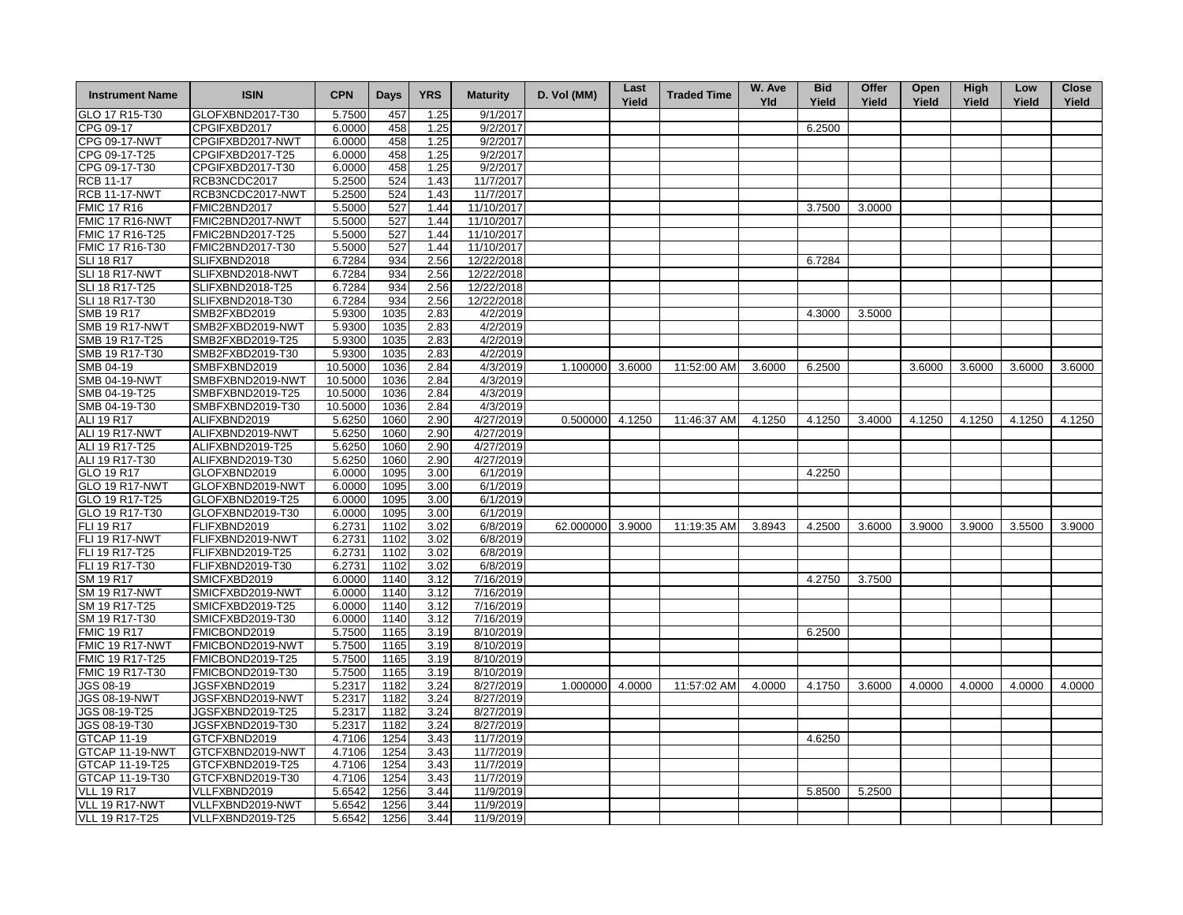| Instrument Name | ISIN | CPN | Days | YRS | Maturity | D. Vol (MM) | Last Yield | Traded Time | W. Ave Yld | Bid Yield | Offer Yield | Open Yield | High Yield | Low Yield | Close Yield |
|---|---|---|---|---|---|---|---|---|---|---|---|---|---|---|---|
| GLO 17 R15-T30 | GLOFXBND2017-T30 | 5.7500 | 457 | 1.25 | 9/1/2017 | | | | | | | | | | |
| CPG 09-17 | CPGIFXBD2017 | 6.0000 | 458 | 1.25 | 9/2/2017 | | | | | 6.2500 | | | | | |
| CPG 09-17-NWT | CPGIFXBD2017-NWT | 6.0000 | 458 | 1.25 | 9/2/2017 | | | | | | | | | | |
| CPG 09-17-T25 | CPGIFXBD2017-T25 | 6.0000 | 458 | 1.25 | 9/2/2017 | | | | | | | | | | |
| CPG 09-17-T30 | CPGIFXBD2017-T30 | 6.0000 | 458 | 1.25 | 9/2/2017 | | | | | | | | | | |
| RCB 11-17 | RCB3NCDC2017 | 5.2500 | 524 | 1.43 | 11/7/2017 | | | | | | | | | | |
| RCB 11-17-NWT | RCB3NCDC2017-NWT | 5.2500 | 524 | 1.43 | 11/7/2017 | | | | | | | | | | |
| FMIC 17 R16 | FMIC2BND2017 | 5.5000 | 527 | 1.44 | 11/10/2017 | | | | | 3.7500 | 3.0000 | | | | |
| FMIC 17 R16-NWT | FMIC2BND2017-NWT | 5.5000 | 527 | 1.44 | 11/10/2017 | | | | | | | | | | |
| FMIC 17 R16-T25 | FMIC2BND2017-T25 | 5.5000 | 527 | 1.44 | 11/10/2017 | | | | | | | | | | |
| FMIC 17 R16-T30 | FMIC2BND2017-T30 | 5.5000 | 527 | 1.44 | 11/10/2017 | | | | | | | | | | |
| SLI 18 R17 | SLIFXBND2018 | 6.7284 | 934 | 2.56 | 12/22/2018 | | | | | 6.7284 | | | | | |
| SLI 18 R17-NWT | SLIFXBND2018-NWT | 6.7284 | 934 | 2.56 | 12/22/2018 | | | | | | | | | | |
| SLI 18 R17-T25 | SLIFXBND2018-T25 | 6.7284 | 934 | 2.56 | 12/22/2018 | | | | | | | | | | |
| SLI 18 R17-T30 | SLIFXBND2018-T30 | 6.7284 | 934 | 2.56 | 12/22/2018 | | | | | | | | | | |
| SMB 19 R17 | SMB2FXBD2019 | 5.9300 | 1035 | 2.83 | 4/2/2019 | | | | | 4.3000 | 3.5000 | | | | |
| SMB 19 R17-NWT | SMB2FXBD2019-NWT | 5.9300 | 1035 | 2.83 | 4/2/2019 | | | | | | | | | | |
| SMB 19 R17-T25 | SMB2FXBD2019-T25 | 5.9300 | 1035 | 2.83 | 4/2/2019 | | | | | | | | | | |
| SMB 19 R17-T30 | SMB2FXBD2019-T30 | 5.9300 | 1035 | 2.83 | 4/2/2019 | | | | | | | | | | |
| SMB 04-19 | SMBFXBND2019 | 10.5000 | 1036 | 2.84 | 4/3/2019 | 1.100000 | 3.6000 | 11:52:00 AM | 3.6000 | 6.2500 | | 3.6000 | 3.6000 | 3.6000 | 3.6000 |
| SMB 04-19-NWT | SMBFXBND2019-NWT | 10.5000 | 1036 | 2.84 | 4/3/2019 | | | | | | | | | | |
| SMB 04-19-T25 | SMBFXBND2019-T25 | 10.5000 | 1036 | 2.84 | 4/3/2019 | | | | | | | | | | |
| SMB 04-19-T30 | SMBFXBND2019-T30 | 10.5000 | 1036 | 2.84 | 4/3/2019 | | | | | | | | | | |
| ALI 19 R17 | ALIFXBND2019 | 5.6250 | 1060 | 2.90 | 4/27/2019 | 0.500000 | 4.1250 | 11:46:37 AM | 4.1250 | 4.1250 | 3.4000 | 4.1250 | 4.1250 | 4.1250 | 4.1250 |
| ALI 19 R17-NWT | ALIFXBND2019-NWT | 5.6250 | 1060 | 2.90 | 4/27/2019 | | | | | | | | | | |
| ALI 19 R17-T25 | ALIFXBND2019-T25 | 5.6250 | 1060 | 2.90 | 4/27/2019 | | | | | | | | | | |
| ALI 19 R17-T30 | ALIFXBND2019-T30 | 5.6250 | 1060 | 2.90 | 4/27/2019 | | | | | | | | | | |
| GLO 19 R17 | GLOFXBND2019 | 6.0000 | 1095 | 3.00 | 6/1/2019 | | | | | 4.2250 | | | | | |
| GLO 19 R17-NWT | GLOFXBND2019-NWT | 6.0000 | 1095 | 3.00 | 6/1/2019 | | | | | | | | | | |
| GLO 19 R17-T25 | GLOFXBND2019-T25 | 6.0000 | 1095 | 3.00 | 6/1/2019 | | | | | | | | | | |
| GLO 19 R17-T30 | GLOFXBND2019-T30 | 6.0000 | 1095 | 3.00 | 6/1/2019 | | | | | | | | | | |
| FLI 19 R17 | FLIFXBND2019 | 6.2731 | 1102 | 3.02 | 6/8/2019 | 62.000000 | 3.9000 | 11:19:35 AM | 3.8943 | 4.2500 | 3.6000 | 3.9000 | 3.9000 | 3.5500 | 3.9000 |
| FLI 19 R17-NWT | FLIFXBND2019-NWT | 6.2731 | 1102 | 3.02 | 6/8/2019 | | | | | | | | | | |
| FLI 19 R17-T25 | FLIFXBND2019-T25 | 6.2731 | 1102 | 3.02 | 6/8/2019 | | | | | | | | | | |
| FLI 19 R17-T30 | FLIFXBND2019-T30 | 6.2731 | 1102 | 3.02 | 6/8/2019 | | | | | | | | | | |
| SM 19 R17 | SMICFXBD2019 | 6.0000 | 1140 | 3.12 | 7/16/2019 | | | | | 4.2750 | 3.7500 | | | | |
| SM 19 R17-NWT | SMICFXBD2019-NWT | 6.0000 | 1140 | 3.12 | 7/16/2019 | | | | | | | | | | |
| SM 19 R17-T25 | SMICFXBD2019-T25 | 6.0000 | 1140 | 3.12 | 7/16/2019 | | | | | | | | | | |
| SM 19 R17-T30 | SMICFXBD2019-T30 | 6.0000 | 1140 | 3.12 | 7/16/2019 | | | | | | | | | | |
| FMIC 19 R17 | FMICBOND2019 | 5.7500 | 1165 | 3.19 | 8/10/2019 | | | | | 6.2500 | | | | | |
| FMIC 19 R17-NWT | FMICBOND2019-NWT | 5.7500 | 1165 | 3.19 | 8/10/2019 | | | | | | | | | | |
| FMIC 19 R17-T25 | FMICBOND2019-T25 | 5.7500 | 1165 | 3.19 | 8/10/2019 | | | | | | | | | | |
| FMIC 19 R17-T30 | FMICBOND2019-T30 | 5.7500 | 1165 | 3.19 | 8/10/2019 | | | | | | | | | | |
| JGS 08-19 | JGSFXBND2019 | 5.2317 | 1182 | 3.24 | 8/27/2019 | 1.000000 | 4.0000 | 11:57:02 AM | 4.0000 | 4.1750 | 3.6000 | 4.0000 | 4.0000 | 4.0000 | 4.0000 |
| JGS 08-19-NWT | JGSFXBND2019-NWT | 5.2317 | 1182 | 3.24 | 8/27/2019 | | | | | | | | | | |
| JGS 08-19-T25 | JGSFXBND2019-T25 | 5.2317 | 1182 | 3.24 | 8/27/2019 | | | | | | | | | | |
| JGS 08-19-T30 | JGSFXBND2019-T30 | 5.2317 | 1182 | 3.24 | 8/27/2019 | | | | | | | | | | |
| GTCAP 11-19 | GTCFXBND2019 | 4.7106 | 1254 | 3.43 | 11/7/2019 | | | | | 4.6250 | | | | | |
| GTCAP 11-19-NWT | GTCFXBND2019-NWT | 4.7106 | 1254 | 3.43 | 11/7/2019 | | | | | | | | | | |
| GTCAP 11-19-T25 | GTCFXBND2019-T25 | 4.7106 | 1254 | 3.43 | 11/7/2019 | | | | | | | | | | |
| GTCAP 11-19-T30 | GTCFXBND2019-T30 | 4.7106 | 1254 | 3.43 | 11/7/2019 | | | | | | | | | | |
| VLL 19 R17 | VLLFXBND2019 | 5.6542 | 1256 | 3.44 | 11/9/2019 | | | | | 5.8500 | 5.2500 | | | | |
| VLL 19 R17-NWT | VLLFXBND2019-NWT | 5.6542 | 1256 | 3.44 | 11/9/2019 | | | | | | | | | | |
| VLL 19 R17-T25 | VLLFXBND2019-T25 | 5.6542 | 1256 | 3.44 | 11/9/2019 | | | | | | | | | | |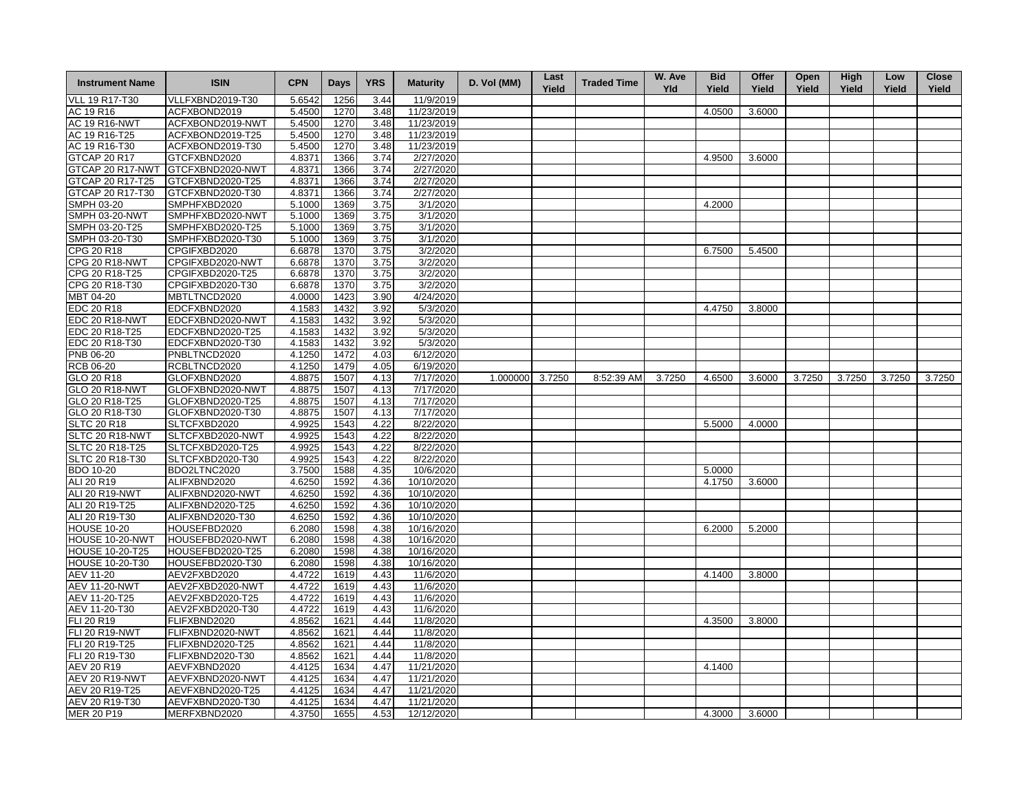| Instrument Name | ISIN | CPN | Days | YRS | Maturity | D. Vol (MM) | Last Yield | Traded Time | W. Ave Yld | Bid Yield | Offer Yield | Open Yield | High Yield | Low Yield | Close Yield |
|---|---|---|---|---|---|---|---|---|---|---|---|---|---|---|---|
| VLL 19 R17-T30 | VLLFXBND2019-T30 | 5.6542 | 1256 | 3.44 | 11/9/2019 | | | | | | | | | | |
| AC 19 R16 | ACFXBOND2019 | 5.4500 | 1270 | 3.48 | 11/23/2019 | | | | | 4.0500 | 3.6000 | | | | |
| AC 19 R16-NWT | ACFXBOND2019-NWT | 5.4500 | 1270 | 3.48 | 11/23/2019 | | | | | | | | | | |
| AC 19 R16-T25 | ACFXBOND2019-T25 | 5.4500 | 1270 | 3.48 | 11/23/2019 | | | | | | | | | | |
| AC 19 R16-T30 | ACFXBOND2019-T30 | 5.4500 | 1270 | 3.48 | 11/23/2019 | | | | | | | | | | |
| GTCAP 20 R17 | GTCFXBND2020 | 4.8371 | 1366 | 3.74 | 2/27/2020 | | | | | 4.9500 | 3.6000 | | | | |
| GTCAP 20 R17-NWT | GTCFXBND2020-NWT | 4.8371 | 1366 | 3.74 | 2/27/2020 | | | | | | | | | | |
| GTCAP 20 R17-T25 | GTCFXBND2020-T25 | 4.8371 | 1366 | 3.74 | 2/27/2020 | | | | | | | | | | |
| GTCAP 20 R17-T30 | GTCFXBND2020-T30 | 4.8371 | 1366 | 3.74 | 2/27/2020 | | | | | | | | | | |
| SMPH 03-20 | SMPHFXBD2020 | 5.1000 | 1369 | 3.75 | 3/1/2020 | | | | | 4.2000 | | | | | |
| SMPH 03-20-NWT | SMPHFXBD2020-NWT | 5.1000 | 1369 | 3.75 | 3/1/2020 | | | | | | | | | | |
| SMPH 03-20-T25 | SMPHFXBD2020-T25 | 5.1000 | 1369 | 3.75 | 3/1/2020 | | | | | | | | | | |
| SMPH 03-20-T30 | SMPHFXBD2020-T30 | 5.1000 | 1369 | 3.75 | 3/1/2020 | | | | | | | | | | |
| CPG 20 R18 | CPGIFXBD2020 | 6.6878 | 1370 | 3.75 | 3/2/2020 | | | | | 6.7500 | 5.4500 | | | | |
| CPG 20 R18-NWT | CPGIFXBD2020-NWT | 6.6878 | 1370 | 3.75 | 3/2/2020 | | | | | | | | | | |
| CPG 20 R18-T25 | CPGIFXBD2020-T25 | 6.6878 | 1370 | 3.75 | 3/2/2020 | | | | | | | | | | |
| CPG 20 R18-T30 | CPGIFXBD2020-T30 | 6.6878 | 1370 | 3.75 | 3/2/2020 | | | | | | | | | | |
| MBT 04-20 | MBTLTNCD2020 | 4.0000 | 1423 | 3.90 | 4/24/2020 | | | | | | | | | | |
| EDC 20 R18 | EDCFXBND2020 | 4.1583 | 1432 | 3.92 | 5/3/2020 | | | | | 4.4750 | 3.8000 | | | | |
| EDC 20 R18-NWT | EDCFXBND2020-NWT | 4.1583 | 1432 | 3.92 | 5/3/2020 | | | | | | | | | | |
| EDC 20 R18-T25 | EDCFXBND2020-T25 | 4.1583 | 1432 | 3.92 | 5/3/2020 | | | | | | | | | | |
| EDC 20 R18-T30 | EDCFXBND2020-T30 | 4.1583 | 1432 | 3.92 | 5/3/2020 | | | | | | | | | | |
| PNB 06-20 | PNBLTNCD2020 | 4.1250 | 1472 | 4.03 | 6/12/2020 | | | | | | | | | | |
| RCB 06-20 | RCBLTNCD2020 | 4.1250 | 1479 | 4.05 | 6/19/2020 | | | | | | | | | | |
| GLO 20 R18 | GLOFXBND2020 | 4.8875 | 1507 | 4.13 | 7/17/2020 | 1.000000 | 3.7250 | 8:52:39 AM | 3.7250 | 4.6500 | 3.6000 | 3.7250 | 3.7250 | 3.7250 | 3.7250 |
| GLO 20 R18-NWT | GLOFXBND2020-NWT | 4.8875 | 1507 | 4.13 | 7/17/2020 | | | | | | | | | | |
| GLO 20 R18-T25 | GLOFXBND2020-T25 | 4.8875 | 1507 | 4.13 | 7/17/2020 | | | | | | | | | | |
| GLO 20 R18-T30 | GLOFXBND2020-T30 | 4.8875 | 1507 | 4.13 | 7/17/2020 | | | | | | | | | | |
| SLTC 20 R18 | SLTCFXBD2020 | 4.9925 | 1543 | 4.22 | 8/22/2020 | | | | | 5.5000 | 4.0000 | | | | |
| SLTC 20 R18-NWT | SLTCFXBD2020-NWT | 4.9925 | 1543 | 4.22 | 8/22/2020 | | | | | | | | | | |
| SLTC 20 R18-T25 | SLTCFXBD2020-T25 | 4.9925 | 1543 | 4.22 | 8/22/2020 | | | | | | | | | | |
| SLTC 20 R18-T30 | SLTCFXBD2020-T30 | 4.9925 | 1543 | 4.22 | 8/22/2020 | | | | | | | | | | |
| BDO 10-20 | BDO2LTNC2020 | 3.7500 | 1588 | 4.35 | 10/6/2020 | | | | | 5.0000 | | | | | |
| ALI 20 R19 | ALIFXBND2020 | 4.6250 | 1592 | 4.36 | 10/10/2020 | | | | | 4.1750 | 3.6000 | | | | |
| ALI 20 R19-NWT | ALIFXBND2020-NWT | 4.6250 | 1592 | 4.36 | 10/10/2020 | | | | | | | | | | |
| ALI 20 R19-T25 | ALIFXBND2020-T25 | 4.6250 | 1592 | 4.36 | 10/10/2020 | | | | | | | | | | |
| ALI 20 R19-T30 | ALIFXBND2020-T30 | 4.6250 | 1592 | 4.36 | 10/10/2020 | | | | | | | | | | |
| HOUSE 10-20 | HOUSEFBD2020 | 6.2080 | 1598 | 4.38 | 10/16/2020 | | | | | 6.2000 | 5.2000 | | | | |
| HOUSE 10-20-NWT | HOUSEFBD2020-NWT | 6.2080 | 1598 | 4.38 | 10/16/2020 | | | | | | | | | | |
| HOUSE 10-20-T25 | HOUSEFBD2020-T25 | 6.2080 | 1598 | 4.38 | 10/16/2020 | | | | | | | | | | |
| HOUSE 10-20-T30 | HOUSEFBD2020-T30 | 6.2080 | 1598 | 4.38 | 10/16/2020 | | | | | | | | | | |
| AEV 11-20 | AEV2FXBD2020 | 4.4722 | 1619 | 4.43 | 11/6/2020 | | | | | 4.1400 | 3.8000 | | | | |
| AEV 11-20-NWT | AEV2FXBD2020-NWT | 4.4722 | 1619 | 4.43 | 11/6/2020 | | | | | | | | | | |
| AEV 11-20-T25 | AEV2FXBD2020-T25 | 4.4722 | 1619 | 4.43 | 11/6/2020 | | | | | | | | | | |
| AEV 11-20-T30 | AEV2FXBD2020-T30 | 4.4722 | 1619 | 4.43 | 11/6/2020 | | | | | | | | | | |
| FLI 20 R19 | FLIFXBND2020 | 4.8562 | 1621 | 4.44 | 11/8/2020 | | | | | 4.3500 | 3.8000 | | | | |
| FLI 20 R19-NWT | FLIFXBND2020-NWT | 4.8562 | 1621 | 4.44 | 11/8/2020 | | | | | | | | | | |
| FLI 20 R19-T25 | FLIFXBND2020-T25 | 4.8562 | 1621 | 4.44 | 11/8/2020 | | | | | | | | | | |
| FLI 20 R19-T30 | FLIFXBND2020-T30 | 4.8562 | 1621 | 4.44 | 11/8/2020 | | | | | | | | | | |
| AEV 20 R19 | AEVFXBND2020 | 4.4125 | 1634 | 4.47 | 11/21/2020 | | | | | 4.1400 | | | | | |
| AEV 20 R19-NWT | AEVFXBND2020-NWT | 4.4125 | 1634 | 4.47 | 11/21/2020 | | | | | | | | | | |
| AEV 20 R19-T25 | AEVFXBND2020-T25 | 4.4125 | 1634 | 4.47 | 11/21/2020 | | | | | | | | | | |
| AEV 20 R19-T30 | AEVFXBND2020-T30 | 4.4125 | 1634 | 4.47 | 11/21/2020 | | | | | | | | | | |
| MER 20 P19 | MERFXBND2020 | 4.3750 | 1655 | 4.53 | 12/12/2020 | | | | | 4.3000 | 3.6000 | | | | |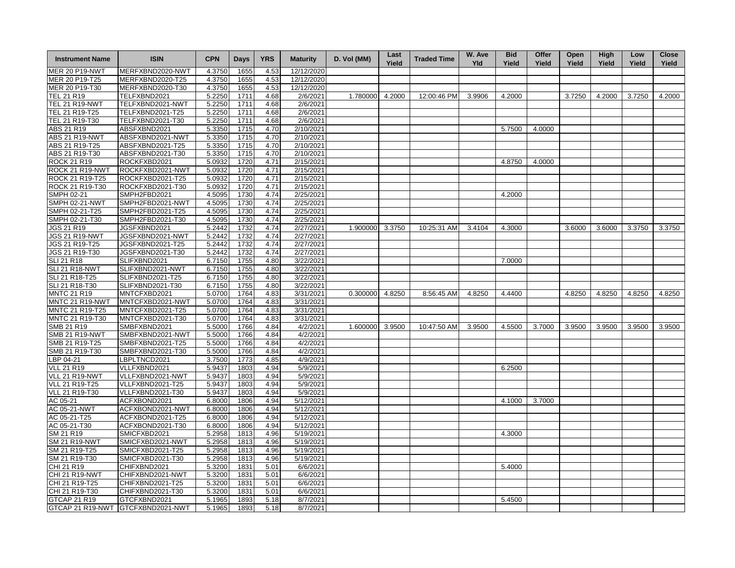| Instrument Name | ISIN | CPN | Days | YRS | Maturity | D. Vol (MM) | Last Yield | Traded Time | W. Ave Yld | Bid Yield | Offer Yield | Open Yield | High Yield | Low Yield | Close Yield |
|---|---|---|---|---|---|---|---|---|---|---|---|---|---|---|---|
| MER 20 P19-NWT | MERFXBND2020-NWT | 4.3750 | 1655 | 4.53 | 12/12/2020 | | | | | | | | | | |
| MER 20 P19-T25 | MERFXBND2020-T25 | 4.3750 | 1655 | 4.53 | 12/12/2020 | | | | | | | | | | |
| MER 20 P19-T30 | MERFXBND2020-T30 | 4.3750 | 1655 | 4.53 | 12/12/2020 | | | | | | | | | | |
| TEL 21 R19 | TELFXBND2021 | 5.2250 | 1711 | 4.68 | 2/6/2021 | 1.780000 | 4.2000 | 12:00:46 PM | 3.9906 | 4.2000 | | 3.7250 | 4.2000 | 3.7250 | 4.2000 |
| TEL 21 R19-NWT | TELFXBND2021-NWT | 5.2250 | 1711 | 4.68 | 2/6/2021 | | | | | | | | | | |
| TEL 21 R19-T25 | TELFXBND2021-T25 | 5.2250 | 1711 | 4.68 | 2/6/2021 | | | | | | | | | | |
| TEL 21 R19-T30 | TELFXBND2021-T30 | 5.2250 | 1711 | 4.68 | 2/6/2021 | | | | | | | | | | |
| ABS 21 R19 | ABSFXBND2021 | 5.3350 | 1715 | 4.70 | 2/10/2021 | | | | | 5.7500 | 4.0000 | | | | |
| ABS 21 R19-NWT | ABSFXBND2021-NWT | 5.3350 | 1715 | 4.70 | 2/10/2021 | | | | | | | | | | |
| ABS 21 R19-T25 | ABSFXBND2021-T25 | 5.3350 | 1715 | 4.70 | 2/10/2021 | | | | | | | | | | |
| ABS 21 R19-T30 | ABSFXBND2021-T30 | 5.3350 | 1715 | 4.70 | 2/10/2021 | | | | | | | | | | |
| ROCK 21 R19 | ROCKFXBD2021 | 5.0932 | 1720 | 4.71 | 2/15/2021 | | | | | 4.8750 | 4.0000 | | | | |
| ROCK 21 R19-NWT | ROCKFXBD2021-NWT | 5.0932 | 1720 | 4.71 | 2/15/2021 | | | | | | | | | | |
| ROCK 21 R19-T25 | ROCKFXBD2021-T25 | 5.0932 | 1720 | 4.71 | 2/15/2021 | | | | | | | | | | |
| ROCK 21 R19-T30 | ROCKFXBD2021-T30 | 5.0932 | 1720 | 4.71 | 2/15/2021 | | | | | | | | | | |
| SMPH 02-21 | SMPH2FBD2021 | 4.5095 | 1730 | 4.74 | 2/25/2021 | | | | | 4.2000 | | | | | |
| SMPH 02-21-NWT | SMPH2FBD2021-NWT | 4.5095 | 1730 | 4.74 | 2/25/2021 | | | | | | | | | | |
| SMPH 02-21-T25 | SMPH2FBD2021-T25 | 4.5095 | 1730 | 4.74 | 2/25/2021 | | | | | | | | | | |
| SMPH 02-21-T30 | SMPH2FBD2021-T30 | 4.5095 | 1730 | 4.74 | 2/25/2021 | | | | | | | | | | |
| JGS 21 R19 | JGSFXBND2021 | 5.2442 | 1732 | 4.74 | 2/27/2021 | 1.900000 | 3.3750 | 10:25:31 AM | 3.4104 | 4.3000 | | 3.6000 | 3.6000 | 3.3750 | 3.3750 |
| JGS 21 R19-NWT | JGSFXBND2021-NWT | 5.2442 | 1732 | 4.74 | 2/27/2021 | | | | | | | | | | |
| JGS 21 R19-T25 | JGSFXBND2021-T25 | 5.2442 | 1732 | 4.74 | 2/27/2021 | | | | | | | | | | |
| JGS 21 R19-T30 | JGSFXBND2021-T30 | 5.2442 | 1732 | 4.74 | 2/27/2021 | | | | | | | | | | |
| SLI 21 R18 | SLIFXBND2021 | 6.7150 | 1755 | 4.80 | 3/22/2021 | | | | | 7.0000 | | | | | |
| SLI 21 R18-NWT | SLIFXBND2021-NWT | 6.7150 | 1755 | 4.80 | 3/22/2021 | | | | | | | | | | |
| SLI 21 R18-T25 | SLIFXBND2021-T25 | 6.7150 | 1755 | 4.80 | 3/22/2021 | | | | | | | | | | |
| SLI 21 R18-T30 | SLIFXBND2021-T30 | 6.7150 | 1755 | 4.80 | 3/22/2021 | | | | | | | | | | |
| MNTC 21 R19 | MNTCFXBD2021 | 5.0700 | 1764 | 4.83 | 3/31/2021 | 0.300000 | 4.8250 | 8:56:45 AM | 4.8250 | 4.4400 | | 4.8250 | 4.8250 | 4.8250 | 4.8250 |
| MNTC 21 R19-NWT | MNTCFXBD2021-NWT | 5.0700 | 1764 | 4.83 | 3/31/2021 | | | | | | | | | | |
| MNTC 21 R19-T25 | MNTCFXBD2021-T25 | 5.0700 | 1764 | 4.83 | 3/31/2021 | | | | | | | | | | |
| MNTC 21 R19-T30 | MNTCFXBD2021-T30 | 5.0700 | 1764 | 4.83 | 3/31/2021 | | | | | | | | | | |
| SMB 21 R19 | SMBFXBND2021 | 5.5000 | 1766 | 4.84 | 4/2/2021 | 1.600000 | 3.9500 | 10:47:50 AM | 3.9500 | 4.5500 | 3.7000 | 3.9500 | 3.9500 | 3.9500 | 3.9500 |
| SMB 21 R19-NWT | SMBFXBND2021-NWT | 5.5000 | 1766 | 4.84 | 4/2/2021 | | | | | | | | | | |
| SMB 21 R19-T25 | SMBFXBND2021-T25 | 5.5000 | 1766 | 4.84 | 4/2/2021 | | | | | | | | | | |
| SMB 21 R19-T30 | SMBFXBND2021-T30 | 5.5000 | 1766 | 4.84 | 4/2/2021 | | | | | | | | | | |
| LBP 04-21 | LBPLTNCD2021 | 3.7500 | 1773 | 4.85 | 4/9/2021 | | | | | | | | | | |
| VLL 21 R19 | VLLFXBND2021 | 5.9437 | 1803 | 4.94 | 5/9/2021 | | | | | 6.2500 | | | | | |
| VLL 21 R19-NWT | VLLFXBND2021-NWT | 5.9437 | 1803 | 4.94 | 5/9/2021 | | | | | | | | | | |
| VLL 21 R19-T25 | VLLFXBND2021-T25 | 5.9437 | 1803 | 4.94 | 5/9/2021 | | | | | | | | | | |
| VLL 21 R19-T30 | VLLFXBND2021-T30 | 5.9437 | 1803 | 4.94 | 5/9/2021 | | | | | | | | | | |
| AC 05-21 | ACFXBOND2021 | 6.8000 | 1806 | 4.94 | 5/12/2021 | | | | | 4.1000 | 3.7000 | | | | |
| AC 05-21-NWT | ACFXBOND2021-NWT | 6.8000 | 1806 | 4.94 | 5/12/2021 | | | | | | | | | | |
| AC 05-21-T25 | ACFXBOND2021-T25 | 6.8000 | 1806 | 4.94 | 5/12/2021 | | | | | | | | | | |
| AC 05-21-T30 | ACFXBOND2021-T30 | 6.8000 | 1806 | 4.94 | 5/12/2021 | | | | | | | | | | |
| SM 21 R19 | SMICFXBD2021 | 5.2958 | 1813 | 4.96 | 5/19/2021 | | | | | 4.3000 | | | | | |
| SM 21 R19-NWT | SMICFXBD2021-NWT | 5.2958 | 1813 | 4.96 | 5/19/2021 | | | | | | | | | | |
| SM 21 R19-T25 | SMICFXBD2021-T25 | 5.2958 | 1813 | 4.96 | 5/19/2021 | | | | | | | | | | |
| SM 21 R19-T30 | SMICFXBD2021-T30 | 5.2958 | 1813 | 4.96 | 5/19/2021 | | | | | | | | | | |
| CHI 21 R19 | CHIFXBND2021 | 5.3200 | 1831 | 5.01 | 6/6/2021 | | | | | 5.4000 | | | | | |
| CHI 21 R19-NWT | CHIFXBND2021-NWT | 5.3200 | 1831 | 5.01 | 6/6/2021 | | | | | | | | | | |
| CHI 21 R19-T25 | CHIFXBND2021-T25 | 5.3200 | 1831 | 5.01 | 6/6/2021 | | | | | | | | | | |
| CHI 21 R19-T30 | CHIFXBND2021-T30 | 5.3200 | 1831 | 5.01 | 6/6/2021 | | | | | | | | | | |
| GTCAP 21 R19 | GTCFXBND2021 | 5.1965 | 1893 | 5.18 | 8/7/2021 | | | | | 5.4500 | | | | | |
| GTCAP 21 R19-NWT | GTCFXBND2021-NWT | 5.1965 | 1893 | 5.18 | 8/7/2021 | | | | | | | | | | |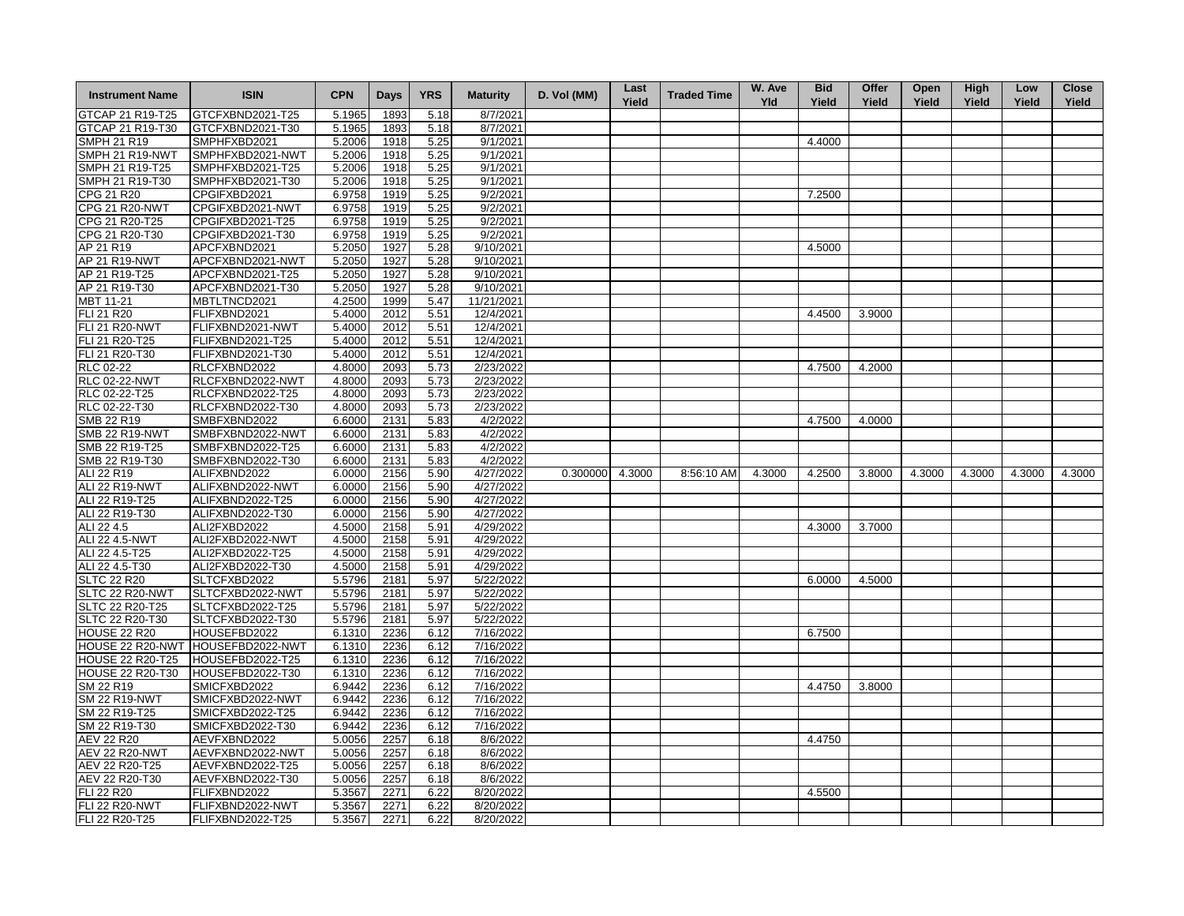| Instrument Name | ISIN | CPN | Days | YRS | Maturity | D. Vol (MM) | Last Yield | Traded Time | W. Ave Yld | Bid Yield | Offer Yield | Open Yield | High Yield | Low Yield | Close Yield |
|---|---|---|---|---|---|---|---|---|---|---|---|---|---|---|---|
| GTCAP 21 R19-T25 | GTCFXBND2021-T25 | 5.1965 | 1893 | 5.18 | 8/7/2021 | | | | | | | | | | |
| GTCAP 21 R19-T30 | GTCFXBND2021-T30 | 5.1965 | 1893 | 5.18 | 8/7/2021 | | | | | | | | | | |
| SMPH 21 R19 | SMPHFXBD2021 | 5.2006 | 1918 | 5.25 | 9/1/2021 | | | | | 4.4000 | | | | | |
| SMPH 21 R19-NWT | SMPHFXBD2021-NWT | 5.2006 | 1918 | 5.25 | 9/1/2021 | | | | | | | | | | |
| SMPH 21 R19-T25 | SMPHFXBD2021-T25 | 5.2006 | 1918 | 5.25 | 9/1/2021 | | | | | | | | | | |
| SMPH 21 R19-T30 | SMPHFXBD2021-T30 | 5.2006 | 1918 | 5.25 | 9/1/2021 | | | | | | | | | | |
| CPG 21 R20 | CPGIFXBD2021 | 6.9758 | 1919 | 5.25 | 9/2/2021 | | | | | 7.2500 | | | | | |
| CPG 21 R20-NWT | CPGIFXBD2021-NWT | 6.9758 | 1919 | 5.25 | 9/2/2021 | | | | | | | | | | |
| CPG 21 R20-T25 | CPGIFXBD2021-T25 | 6.9758 | 1919 | 5.25 | 9/2/2021 | | | | | | | | | | |
| CPG 21 R20-T30 | CPGIFXBD2021-T30 | 6.9758 | 1919 | 5.25 | 9/2/2021 | | | | | | | | | | |
| AP 21 R19 | APCFXBND2021 | 5.2050 | 1927 | 5.28 | 9/10/2021 | | | | | 4.5000 | | | | | |
| AP 21 R19-NWT | APCFXBND2021-NWT | 5.2050 | 1927 | 5.28 | 9/10/2021 | | | | | | | | | | |
| AP 21 R19-T25 | APCFXBND2021-T25 | 5.2050 | 1927 | 5.28 | 9/10/2021 | | | | | | | | | | |
| AP 21 R19-T30 | APCFXBND2021-T30 | 5.2050 | 1927 | 5.28 | 9/10/2021 | | | | | | | | | | |
| MBT 11-21 | MBTLTNCD2021 | 4.2500 | 1999 | 5.47 | 11/21/2021 | | | | | | | | | | |
| FLI 21 R20 | FLIFXBND2021 | 5.4000 | 2012 | 5.51 | 12/4/2021 | | | | | 4.4500 | 3.9000 | | | | |
| FLI 21 R20-NWT | FLIFXBND2021-NWT | 5.4000 | 2012 | 5.51 | 12/4/2021 | | | | | | | | | | |
| FLI 21 R20-T25 | FLIFXBND2021-T25 | 5.4000 | 2012 | 5.51 | 12/4/2021 | | | | | | | | | | |
| FLI 21 R20-T30 | FLIFXBND2021-T30 | 5.4000 | 2012 | 5.51 | 12/4/2021 | | | | | | | | | | |
| RLC 02-22 | RLCFXBND2022 | 4.8000 | 2093 | 5.73 | 2/23/2022 | | | | | 4.7500 | 4.2000 | | | | |
| RLC 02-22-NWT | RLCFXBND2022-NWT | 4.8000 | 2093 | 5.73 | 2/23/2022 | | | | | | | | | | |
| RLC 02-22-T25 | RLCFXBND2022-T25 | 4.8000 | 2093 | 5.73 | 2/23/2022 | | | | | | | | | | |
| RLC 02-22-T30 | RLCFXBND2022-T30 | 4.8000 | 2093 | 5.73 | 2/23/2022 | | | | | | | | | | |
| SMB 22 R19 | SMBFXBND2022 | 6.6000 | 2131 | 5.83 | 4/2/2022 | | | | | 4.7500 | 4.0000 | | | | |
| SMB 22 R19-NWT | SMBFXBND2022-NWT | 6.6000 | 2131 | 5.83 | 4/2/2022 | | | | | | | | | | |
| SMB 22 R19-T25 | SMBFXBND2022-T25 | 6.6000 | 2131 | 5.83 | 4/2/2022 | | | | | | | | | | |
| SMB 22 R19-T30 | SMBFXBND2022-T30 | 6.6000 | 2131 | 5.83 | 4/2/2022 | | | | | | | | | | |
| ALI 22 R19 | ALIFXBND2022 | 6.0000 | 2156 | 5.90 | 4/27/2022 | 0.300000 | 4.3000 | 8:56:10 AM | 4.3000 | 4.2500 | 3.8000 | 4.3000 | 4.3000 | 4.3000 | 4.3000 |
| ALI 22 R19-NWT | ALIFXBND2022-NWT | 6.0000 | 2156 | 5.90 | 4/27/2022 | | | | | | | | | | |
| ALI 22 R19-T25 | ALIFXBND2022-T25 | 6.0000 | 2156 | 5.90 | 4/27/2022 | | | | | | | | | | |
| ALI 22 R19-T30 | ALIFXBND2022-T30 | 6.0000 | 2156 | 5.90 | 4/27/2022 | | | | | | | | | | |
| ALI 22 4.5 | ALI2FXBD2022 | 4.5000 | 2158 | 5.91 | 4/29/2022 | | | | | 4.3000 | 3.7000 | | | | |
| ALI 22 4.5-NWT | ALI2FXBD2022-NWT | 4.5000 | 2158 | 5.91 | 4/29/2022 | | | | | | | | | | |
| ALI 22 4.5-T25 | ALI2FXBD2022-T25 | 4.5000 | 2158 | 5.91 | 4/29/2022 | | | | | | | | | | |
| ALI 22 4.5-T30 | ALI2FXBD2022-T30 | 4.5000 | 2158 | 5.91 | 4/29/2022 | | | | | | | | | | |
| SLTC 22 R20 | SLTCFXBD2022 | 5.5796 | 2181 | 5.97 | 5/22/2022 | | | | | 6.0000 | 4.5000 | | | | |
| SLTC 22 R20-NWT | SLTCFXBD2022-NWT | 5.5796 | 2181 | 5.97 | 5/22/2022 | | | | | | | | | | |
| SLTC 22 R20-T25 | SLTCFXBD2022-T25 | 5.5796 | 2181 | 5.97 | 5/22/2022 | | | | | | | | | | |
| SLTC 22 R20-T30 | SLTCFXBD2022-T30 | 5.5796 | 2181 | 5.97 | 5/22/2022 | | | | | | | | | | |
| HOUSE 22 R20 | HOUSEFBD2022 | 6.1310 | 2236 | 6.12 | 7/16/2022 | | | | | 6.7500 | | | | | |
| HOUSE 22 R20-NWT | HOUSEFBD2022-NWT | 6.1310 | 2236 | 6.12 | 7/16/2022 | | | | | | | | | | |
| HOUSE 22 R20-T25 | HOUSEFBD2022-T25 | 6.1310 | 2236 | 6.12 | 7/16/2022 | | | | | | | | | | |
| HOUSE 22 R20-T30 | HOUSEFBD2022-T30 | 6.1310 | 2236 | 6.12 | 7/16/2022 | | | | | | | | | | |
| SM 22 R19 | SMICFXBD2022 | 6.9442 | 2236 | 6.12 | 7/16/2022 | | | | | 4.4750 | 3.8000 | | | | |
| SM 22 R19-NWT | SMICFXBD2022-NWT | 6.9442 | 2236 | 6.12 | 7/16/2022 | | | | | | | | | | |
| SM 22 R19-T25 | SMICFXBD2022-T25 | 6.9442 | 2236 | 6.12 | 7/16/2022 | | | | | | | | | | |
| SM 22 R19-T30 | SMICFXBD2022-T30 | 6.9442 | 2236 | 6.12 | 7/16/2022 | | | | | | | | | | |
| AEV 22 R20 | AEVFXBND2022 | 5.0056 | 2257 | 6.18 | 8/6/2022 | | | | | 4.4750 | | | | | |
| AEV 22 R20-NWT | AEVFXBND2022-NWT | 5.0056 | 2257 | 6.18 | 8/6/2022 | | | | | | | | | | |
| AEV 22 R20-T25 | AEVFXBND2022-T25 | 5.0056 | 2257 | 6.18 | 8/6/2022 | | | | | | | | | | |
| AEV 22 R20-T30 | AEVFXBND2022-T30 | 5.0056 | 2257 | 6.18 | 8/6/2022 | | | | | | | | | | |
| FLI 22 R20 | FLIFXBND2022 | 5.3567 | 2271 | 6.22 | 8/20/2022 | | | | | 4.5500 | | | | | |
| FLI 22 R20-NWT | FLIFXBND2022-NWT | 5.3567 | 2271 | 6.22 | 8/20/2022 | | | | | | | | | | |
| FLI 22 R20-T25 | FLIFXBND2022-T25 | 5.3567 | 2271 | 6.22 | 8/20/2022 | | | | | | | | | | |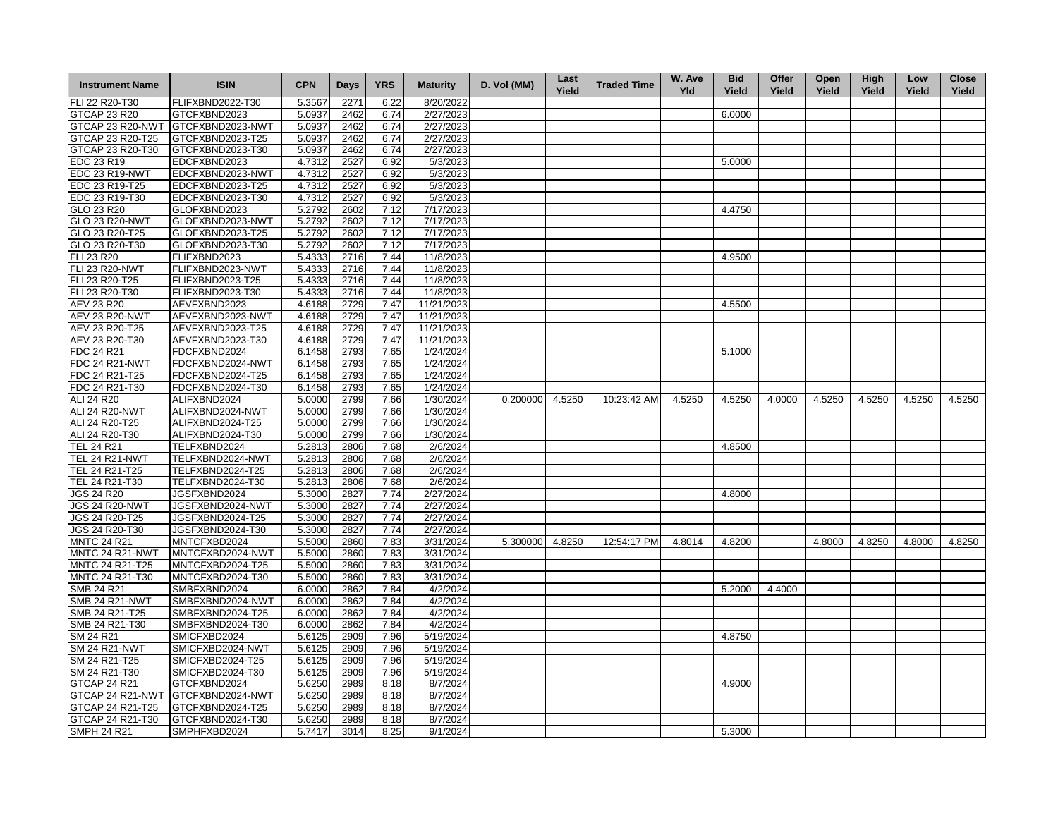| Instrument Name | ISIN | CPN | Days | YRS | Maturity | D. Vol (MM) | Last Yield | Traded Time | W. Ave Yld | Bid Yield | Offer Yield | Open Yield | High Yield | Low Yield | Close Yield |
|---|---|---|---|---|---|---|---|---|---|---|---|---|---|---|---|
| FLI 22 R20-T30 | FLIFXBND2022-T30 | 5.3567 | 2271 | 6.22 | 8/20/2022 | | | | | | | | | | |
| GTCAP 23 R20 | GTCFXBND2023 | 5.0937 | 2462 | 6.74 | 2/27/2023 | | | | | 6.0000 | | | | | |
| GTCAP 23 R20-NWT | GTCFXBND2023-NWT | 5.0937 | 2462 | 6.74 | 2/27/2023 | | | | | | | | | | |
| GTCAP 23 R20-T25 | GTCFXBND2023-T25 | 5.0937 | 2462 | 6.74 | 2/27/2023 | | | | | | | | | | |
| GTCAP 23 R20-T30 | GTCFXBND2023-T30 | 5.0937 | 2462 | 6.74 | 2/27/2023 | | | | | | | | | | |
| EDC 23 R19 | EDCFXBND2023 | 4.7312 | 2527 | 6.92 | 5/3/2023 | | | | | 5.0000 | | | | | |
| EDC 23 R19-NWT | EDCFXBND2023-NWT | 4.7312 | 2527 | 6.92 | 5/3/2023 | | | | | | | | | | |
| EDC 23 R19-T25 | EDCFXBND2023-T25 | 4.7312 | 2527 | 6.92 | 5/3/2023 | | | | | | | | | | |
| EDC 23 R19-T30 | EDCFXBND2023-T30 | 4.7312 | 2527 | 6.92 | 5/3/2023 | | | | | | | | | | |
| GLO 23 R20 | GLOFXBND2023 | 5.2792 | 2602 | 7.12 | 7/17/2023 | | | | | 4.4750 | | | | | |
| GLO 23 R20-NWT | GLOFXBND2023-NWT | 5.2792 | 2602 | 7.12 | 7/17/2023 | | | | | | | | | | |
| GLO 23 R20-T25 | GLOFXBND2023-T25 | 5.2792 | 2602 | 7.12 | 7/17/2023 | | | | | | | | | | |
| GLO 23 R20-T30 | GLOFXBND2023-T30 | 5.2792 | 2602 | 7.12 | 7/17/2023 | | | | | | | | | | |
| FLI 23 R20 | FLIFXBND2023 | 5.4333 | 2716 | 7.44 | 11/8/2023 | | | | | 4.9500 | | | | | |
| FLI 23 R20-NWT | FLIFXBND2023-NWT | 5.4333 | 2716 | 7.44 | 11/8/2023 | | | | | | | | | | |
| FLI 23 R20-T25 | FLIFXBND2023-T25 | 5.4333 | 2716 | 7.44 | 11/8/2023 | | | | | | | | | | |
| FLI 23 R20-T30 | FLIFXBND2023-T30 | 5.4333 | 2716 | 7.44 | 11/8/2023 | | | | | | | | | | |
| AEV 23 R20 | AEVFXBND2023 | 4.6188 | 2729 | 7.47 | 11/21/2023 | | | | | 4.5500 | | | | | |
| AEV 23 R20-NWT | AEVFXBND2023-NWT | 4.6188 | 2729 | 7.47 | 11/21/2023 | | | | | | | | | | |
| AEV 23 R20-T25 | AEVFXBND2023-T25 | 4.6188 | 2729 | 7.47 | 11/21/2023 | | | | | | | | | | |
| AEV 23 R20-T30 | AEVFXBND2023-T30 | 4.6188 | 2729 | 7.47 | 11/21/2023 | | | | | | | | | | |
| FDC 24 R21 | FDCFXBND2024 | 6.1458 | 2793 | 7.65 | 1/24/2024 | | | | | 5.1000 | | | | | |
| FDC 24 R21-NWT | FDCFXBND2024-NWT | 6.1458 | 2793 | 7.65 | 1/24/2024 | | | | | | | | | | |
| FDC 24 R21-T25 | FDCFXBND2024-T25 | 6.1458 | 2793 | 7.65 | 1/24/2024 | | | | | | | | | | |
| FDC 24 R21-T30 | FDCFXBND2024-T30 | 6.1458 | 2793 | 7.65 | 1/24/2024 | | | | | | | | | | |
| ALI 24 R20 | ALIFXBND2024 | 5.0000 | 2799 | 7.66 | 1/30/2024 | 0.200000 | 4.5250 | 10:23:42 AM | 4.5250 | 4.5250 | 4.0000 | 4.5250 | 4.5250 | 4.5250 | 4.5250 |
| ALI 24 R20-NWT | ALIFXBND2024-NWT | 5.0000 | 2799 | 7.66 | 1/30/2024 | | | | | | | | | | |
| ALI 24 R20-T25 | ALIFXBND2024-T25 | 5.0000 | 2799 | 7.66 | 1/30/2024 | | | | | | | | | | |
| ALI 24 R20-T30 | ALIFXBND2024-T30 | 5.0000 | 2799 | 7.66 | 1/30/2024 | | | | | | | | | | |
| TEL 24 R21 | TELFXBND2024 | 5.2813 | 2806 | 7.68 | 2/6/2024 | | | | | 4.8500 | | | | | |
| TEL 24 R21-NWT | TELFXBND2024-NWT | 5.2813 | 2806 | 7.68 | 2/6/2024 | | | | | | | | | | |
| TEL 24 R21-T25 | TELFXBND2024-T25 | 5.2813 | 2806 | 7.68 | 2/6/2024 | | | | | | | | | | |
| TEL 24 R21-T30 | TELFXBND2024-T30 | 5.2813 | 2806 | 7.68 | 2/6/2024 | | | | | | | | | | |
| JGS 24 R20 | JGSFXBND2024 | 5.3000 | 2827 | 7.74 | 2/27/2024 | | | | | 4.8000 | | | | | |
| JGS 24 R20-NWT | JGSFXBND2024-NWT | 5.3000 | 2827 | 7.74 | 2/27/2024 | | | | | | | | | | |
| JGS 24 R20-T25 | JGSFXBND2024-T25 | 5.3000 | 2827 | 7.74 | 2/27/2024 | | | | | | | | | | |
| JGS 24 R20-T30 | JGSFXBND2024-T30 | 5.3000 | 2827 | 7.74 | 2/27/2024 | | | | | | | | | | |
| MNTC 24 R21 | MNTCFXBD2024 | 5.5000 | 2860 | 7.83 | 3/31/2024 | 5.300000 | 4.8250 | 12:54:17 PM | 4.8014 | 4.8200 | | 4.8000 | 4.8250 | 4.8000 | 4.8250 |
| MNTC 24 R21-NWT | MNTCFXBD2024-NWT | 5.5000 | 2860 | 7.83 | 3/31/2024 | | | | | | | | | | |
| MNTC 24 R21-T25 | MNTCFXBD2024-T25 | 5.5000 | 2860 | 7.83 | 3/31/2024 | | | | | | | | | | |
| MNTC 24 R21-T30 | MNTCFXBD2024-T30 | 5.5000 | 2860 | 7.83 | 3/31/2024 | | | | | | | | | | |
| SMB 24 R21 | SMBFXBND2024 | 6.0000 | 2862 | 7.84 | 4/2/2024 | | | | | 5.2000 | 4.4000 | | | | |
| SMB 24 R21-NWT | SMBFXBND2024-NWT | 6.0000 | 2862 | 7.84 | 4/2/2024 | | | | | | | | | | |
| SMB 24 R21-T25 | SMBFXBND2024-T25 | 6.0000 | 2862 | 7.84 | 4/2/2024 | | | | | | | | | | |
| SMB 24 R21-T30 | SMBFXBND2024-T30 | 6.0000 | 2862 | 7.84 | 4/2/2024 | | | | | | | | | | |
| SM 24 R21 | SMICFXBD2024 | 5.6125 | 2909 | 7.96 | 5/19/2024 | | | | | 4.8750 | | | | | |
| SM 24 R21-NWT | SMICFXBD2024-NWT | 5.6125 | 2909 | 7.96 | 5/19/2024 | | | | | | | | | | |
| SM 24 R21-T25 | SMICFXBD2024-T25 | 5.6125 | 2909 | 7.96 | 5/19/2024 | | | | | | | | | | |
| SM 24 R21-T30 | SMICFXBD2024-T30 | 5.6125 | 2909 | 7.96 | 5/19/2024 | | | | | | | | | | |
| GTCAP 24 R21 | GTCFXBND2024 | 5.6250 | 2989 | 8.18 | 8/7/2024 | | | | | 4.9000 | | | | | |
| GTCAP 24 R21-NWT | GTCFXBND2024-NWT | 5.6250 | 2989 | 8.18 | 8/7/2024 | | | | | | | | | | |
| GTCAP 24 R21-T25 | GTCFXBND2024-T25 | 5.6250 | 2989 | 8.18 | 8/7/2024 | | | | | | | | | | |
| GTCAP 24 R21-T30 | GTCFXBND2024-T30 | 5.6250 | 2989 | 8.18 | 8/7/2024 | | | | | | | | | | |
| SMPH 24 R21 | SMPHFXBD2024 | 5.7417 | 3014 | 8.25 | 9/1/2024 | | | | | 5.3000 | | | | | |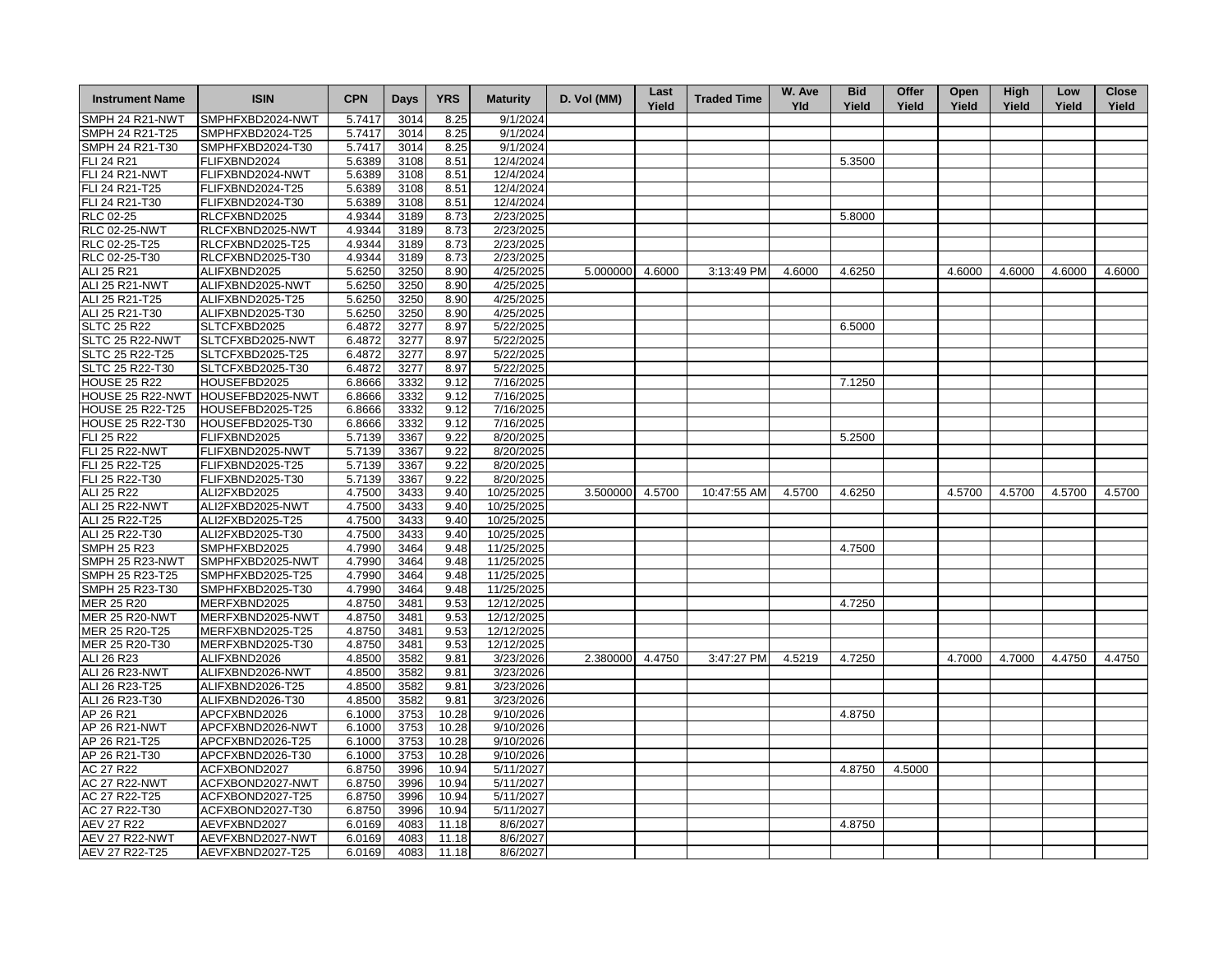| Instrument Name | ISIN | CPN | Days | YRS | Maturity | D. Vol (MM) | Last Yield | Traded Time | W. Ave Yld | Bid Yield | Offer Yield | Open Yield | High Yield | Low Yield | Close Yield |
|---|---|---|---|---|---|---|---|---|---|---|---|---|---|---|---|
| SMPH 24 R21-NWT | SMPHFXBD2024-NWT | 5.7417 | 3014 | 8.25 | 9/1/2024 | | | | | | | | | | |
| SMPH 24 R21-T25 | SMPHFXBD2024-T25 | 5.7417 | 3014 | 8.25 | 9/1/2024 | | | | | | | | | | |
| SMPH 24 R21-T30 | SMPHFXBD2024-T30 | 5.7417 | 3014 | 8.25 | 9/1/2024 | | | | | | | | | | |
| FLI 24 R21 | FLIFXBND2024 | 5.6389 | 3108 | 8.51 | 12/4/2024 | | | | | 5.3500 | | | | | |
| FLI 24 R21-NWT | FLIFXBND2024-NWT | 5.6389 | 3108 | 8.51 | 12/4/2024 | | | | | | | | | | |
| FLI 24 R21-T25 | FLIFXBND2024-T25 | 5.6389 | 3108 | 8.51 | 12/4/2024 | | | | | | | | | | |
| FLI 24 R21-T30 | FLIFXBND2024-T30 | 5.6389 | 3108 | 8.51 | 12/4/2024 | | | | | | | | | | |
| RLC 02-25 | RLCFXBND2025 | 4.9344 | 3189 | 8.73 | 2/23/2025 | | | | | 5.8000 | | | | | |
| RLC 02-25-NWT | RLCFXBND2025-NWT | 4.9344 | 3189 | 8.73 | 2/23/2025 | | | | | | | | | | |
| RLC 02-25-T25 | RLCFXBND2025-T25 | 4.9344 | 3189 | 8.73 | 2/23/2025 | | | | | | | | | | |
| RLC 02-25-T30 | RLCFXBND2025-T30 | 4.9344 | 3189 | 8.73 | 2/23/2025 | | | | | | | | | | |
| ALI 25 R21 | ALIFXBND2025 | 5.6250 | 3250 | 8.90 | 4/25/2025 | 5.000000 | 4.6000 | 3:13:49 PM | 4.6000 | 4.6250 | | 4.6000 | 4.6000 | 4.6000 | 4.6000 |
| ALI 25 R21-NWT | ALIFXBND2025-NWT | 5.6250 | 3250 | 8.90 | 4/25/2025 | | | | | | | | | | |
| ALI 25 R21-T25 | ALIFXBND2025-T25 | 5.6250 | 3250 | 8.90 | 4/25/2025 | | | | | | | | | | |
| ALI 25 R21-T30 | ALIFXBND2025-T30 | 5.6250 | 3250 | 8.90 | 4/25/2025 | | | | | | | | | | |
| SLTC 25 R22 | SLTCFXBD2025 | 6.4872 | 3277 | 8.97 | 5/22/2025 | | | | | 6.5000 | | | | | |
| SLTC 25 R22-NWT | SLTCFXBD2025-NWT | 6.4872 | 3277 | 8.97 | 5/22/2025 | | | | | | | | | | |
| SLTC 25 R22-T25 | SLTCFXBD2025-T25 | 6.4872 | 3277 | 8.97 | 5/22/2025 | | | | | | | | | | |
| SLTC 25 R22-T30 | SLTCFXBD2025-T30 | 6.4872 | 3277 | 8.97 | 5/22/2025 | | | | | | | | | | |
| HOUSE 25 R22 | HOUSEFBD2025 | 6.8666 | 3332 | 9.12 | 7/16/2025 | | | | | 7.1250 | | | | | |
| HOUSE 25 R22-NWT | HOUSEFBD2025-NWT | 6.8666 | 3332 | 9.12 | 7/16/2025 | | | | | | | | | | |
| HOUSE 25 R22-T25 | HOUSEFBD2025-T25 | 6.8666 | 3332 | 9.12 | 7/16/2025 | | | | | | | | | | |
| HOUSE 25 R22-T30 | HOUSEFBD2025-T30 | 6.8666 | 3332 | 9.12 | 7/16/2025 | | | | | | | | | | |
| FLI 25 R22 | FLIFXBND2025 | 5.7139 | 3367 | 9.22 | 8/20/2025 | | | | | 5.2500 | | | | | |
| FLI 25 R22-NWT | FLIFXBND2025-NWT | 5.7139 | 3367 | 9.22 | 8/20/2025 | | | | | | | | | | |
| FLI 25 R22-T25 | FLIFXBND2025-T25 | 5.7139 | 3367 | 9.22 | 8/20/2025 | | | | | | | | | | |
| FLI 25 R22-T30 | FLIFXBND2025-T30 | 5.7139 | 3367 | 9.22 | 8/20/2025 | | | | | | | | | | |
| ALI 25 R22 | ALI2FXBD2025 | 4.7500 | 3433 | 9.40 | 10/25/2025 | 3.500000 | 4.5700 | 10:47:55 AM | 4.5700 | 4.6250 | | 4.5700 | 4.5700 | 4.5700 | 4.5700 |
| ALI 25 R22-NWT | ALI2FXBD2025-NWT | 4.7500 | 3433 | 9.40 | 10/25/2025 | | | | | | | | | | |
| ALI 25 R22-T25 | ALI2FXBD2025-T25 | 4.7500 | 3433 | 9.40 | 10/25/2025 | | | | | | | | | | |
| ALI 25 R22-T30 | ALI2FXBD2025-T30 | 4.7500 | 3433 | 9.40 | 10/25/2025 | | | | | | | | | | |
| SMPH 25 R23 | SMPHFXBD2025 | 4.7990 | 3464 | 9.48 | 11/25/2025 | | | | | 4.7500 | | | | | |
| SMPH 25 R23-NWT | SMPHFXBD2025-NWT | 4.7990 | 3464 | 9.48 | 11/25/2025 | | | | | | | | | | |
| SMPH 25 R23-T25 | SMPHFXBD2025-T25 | 4.7990 | 3464 | 9.48 | 11/25/2025 | | | | | | | | | | |
| SMPH 25 R23-T30 | SMPHFXBD2025-T30 | 4.7990 | 3464 | 9.48 | 11/25/2025 | | | | | | | | | | |
| MER 25 R20 | MERFXBND2025 | 4.8750 | 3481 | 9.53 | 12/12/2025 | | | | | 4.7250 | | | | | |
| MER 25 R20-NWT | MERFXBND2025-NWT | 4.8750 | 3481 | 9.53 | 12/12/2025 | | | | | | | | | | |
| MER 25 R20-T25 | MERFXBND2025-T25 | 4.8750 | 3481 | 9.53 | 12/12/2025 | | | | | | | | | | |
| MER 25 R20-T30 | MERFXBND2025-T30 | 4.8750 | 3481 | 9.53 | 12/12/2025 | | | | | | | | | | |
| ALI 26 R23 | ALIFXBND2026 | 4.8500 | 3582 | 9.81 | 3/23/2026 | 2.380000 | 4.4750 | 3:47:27 PM | 4.5219 | 4.7250 | | 4.7000 | 4.7000 | 4.4750 | 4.4750 |
| ALI 26 R23-NWT | ALIFXBND2026-NWT | 4.8500 | 3582 | 9.81 | 3/23/2026 | | | | | | | | | | |
| ALI 26 R23-T25 | ALIFXBND2026-T25 | 4.8500 | 3582 | 9.81 | 3/23/2026 | | | | | | | | | | |
| ALI 26 R23-T30 | ALIFXBND2026-T30 | 4.8500 | 3582 | 9.81 | 3/23/2026 | | | | | | | | | | |
| AP 26 R21 | APCFXBND2026 | 6.1000 | 3753 | 10.28 | 9/10/2026 | | | | | 4.8750 | | | | | |
| AP 26 R21-NWT | APCFXBND2026-NWT | 6.1000 | 3753 | 10.28 | 9/10/2026 | | | | | | | | | | |
| AP 26 R21-T25 | APCFXBND2026-T25 | 6.1000 | 3753 | 10.28 | 9/10/2026 | | | | | | | | | | |
| AP 26 R21-T30 | APCFXBND2026-T30 | 6.1000 | 3753 | 10.28 | 9/10/2026 | | | | | | | | | | |
| AC 27 R22 | ACFXBOND2027 | 6.8750 | 3996 | 10.94 | 5/11/2027 | | | | | 4.8750 | 4.5000 | | | | |
| AC 27 R22-NWT | ACFXBOND2027-NWT | 6.8750 | 3996 | 10.94 | 5/11/2027 | | | | | | | | | | |
| AC 27 R22-T25 | ACFXBOND2027-T25 | 6.8750 | 3996 | 10.94 | 5/11/2027 | | | | | | | | | | |
| AC 27 R22-T30 | ACFXBOND2027-T30 | 6.8750 | 3996 | 10.94 | 5/11/2027 | | | | | | | | | | |
| AEV 27 R22 | AEVFXBND2027 | 6.0169 | 4083 | 11.18 | 8/6/2027 | | | | | 4.8750 | | | | | |
| AEV 27 R22-NWT | AEVFXBND2027-NWT | 6.0169 | 4083 | 11.18 | 8/6/2027 | | | | | | | | | | |
| AEV 27 R22-T25 | AEVFXBND2027-T25 | 6.0169 | 4083 | 11.18 | 8/6/2027 | | | | | | | | | | |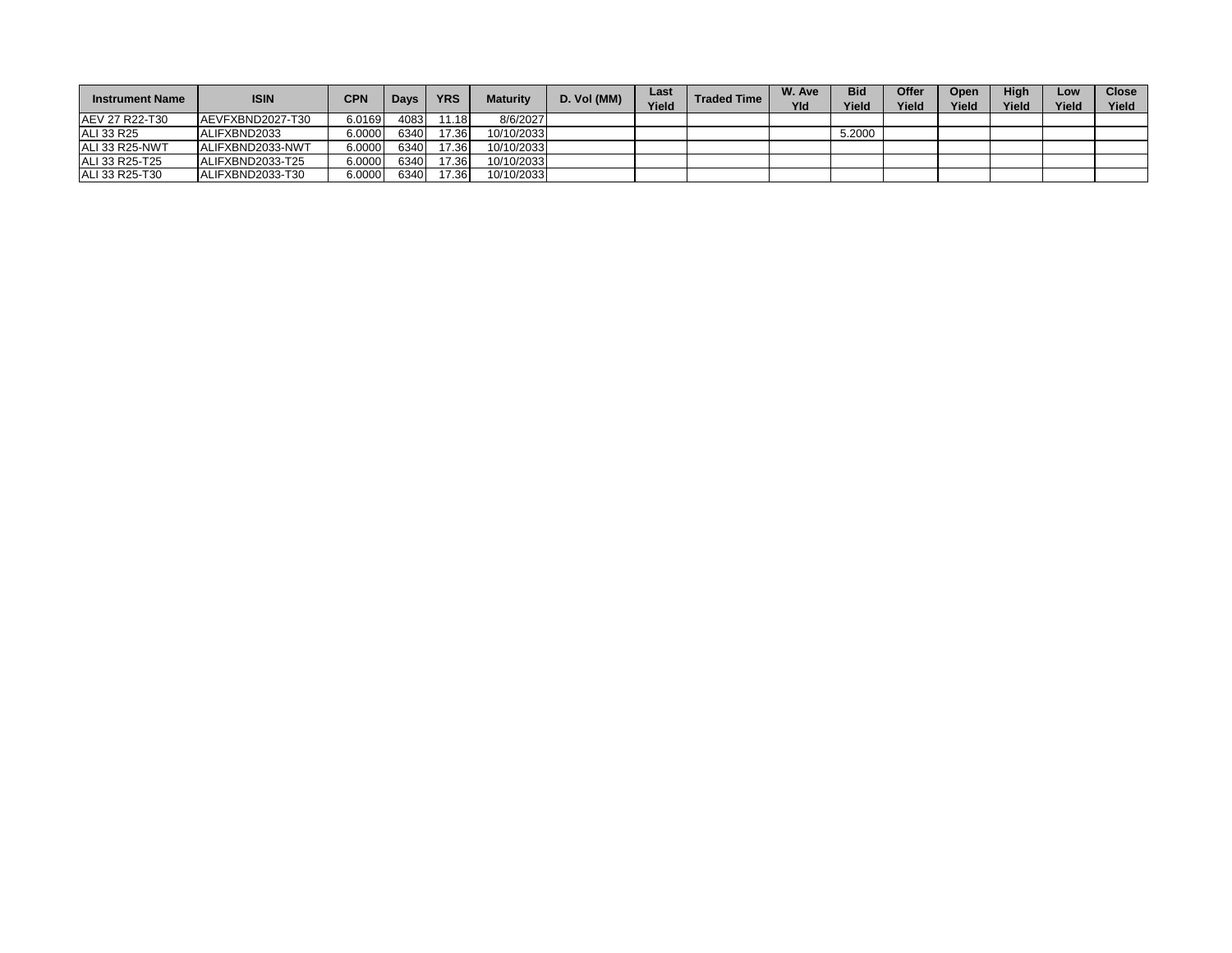| Instrument Name | ISIN | CPN | Days | YRS | Maturity | D. Vol (MM) | Last Yield | Traded Time | W. Ave Yld | Bid Yield | Offer Yield | Open Yield | High Yield | Low Yield | Close Yield |
|---|---|---|---|---|---|---|---|---|---|---|---|---|---|---|---|
| AEV 27 R22-T30 | AEVFXBND2027-T30 | 6.0169 | 4083 | 11.18 | 8/6/2027 | | | | | | | | | | |
| ALI 33 R25 | ALIFXBND2033 | 6.0000 | 6340 | 17.36 | 10/10/2033 | | | | | 5.2000 | | | | | |
| ALI 33 R25-NWT | ALIFXBND2033-NWT | 6.0000 | 6340 | 17.36 | 10/10/2033 | | | | | | | | | | |
| ALI 33 R25-T25 | ALIFXBND2033-T25 | 6.0000 | 6340 | 17.36 | 10/10/2033 | | | | | | | | | | |
| ALI 33 R25-T30 | ALIFXBND2033-T30 | 6.0000 | 6340 | 17.36 | 10/10/2033 | | | | | | | | | | |